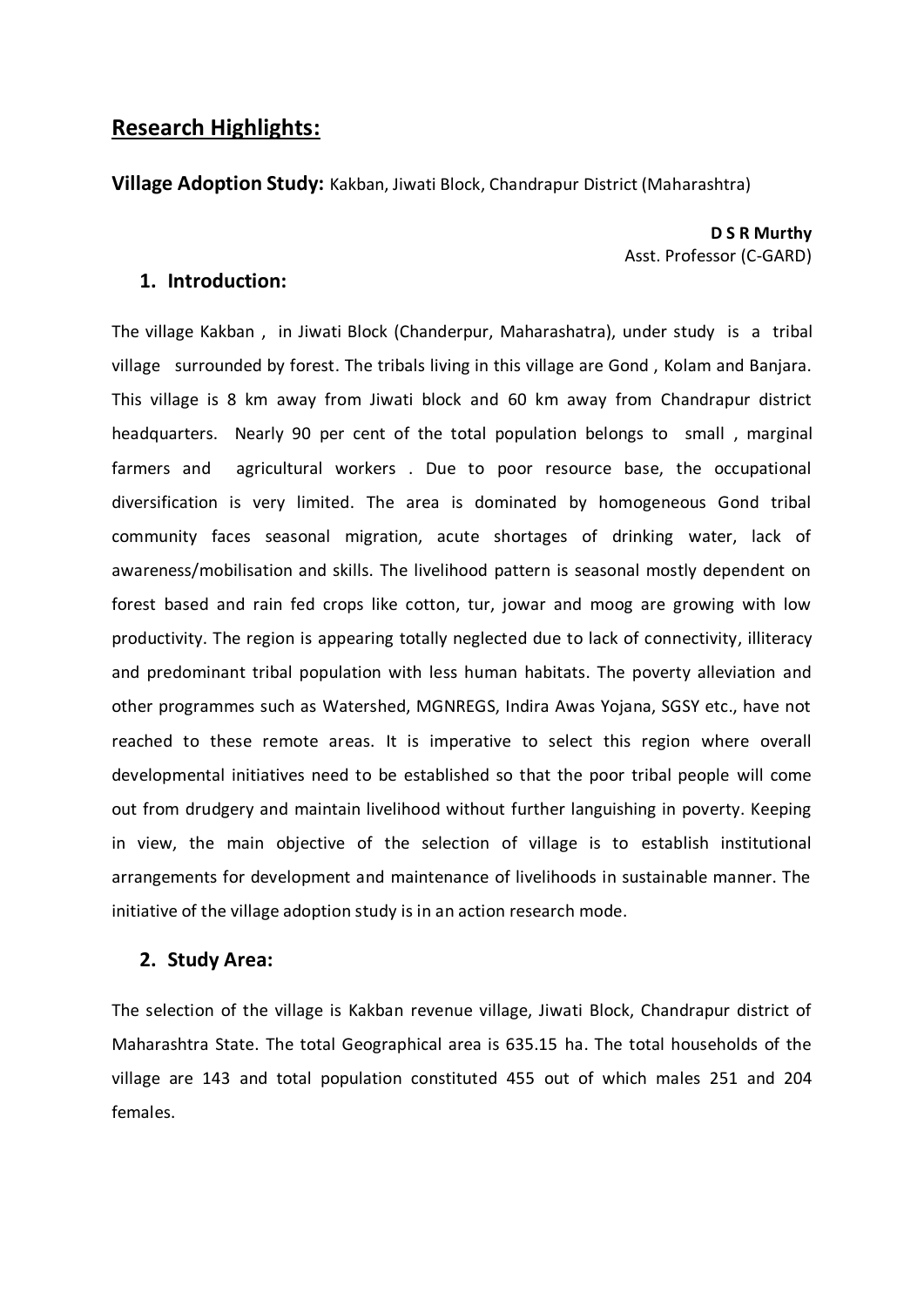## Research Highlights:

**Village Adoption Study:** Kakban, Jiwati Block, Chandrapur District (Maharashtra)

**D S R Murthy**
Asst. Professor (C-GARD)

### 1. Introduction:

The village Kakban , in Jiwati Block (Chanderpur, Maharashatra), under study is a tribal village surrounded by forest. The tribals living in this village are Gond , Kolam and Banjara. This village is 8 km away from Jiwati block and 60 km away from Chandrapur district headquarters. Nearly 90 per cent of the total population belongs to small , marginal farmers and agricultural workers . Due to poor resource base, the occupational diversification is very limited. The area is dominated by homogeneous Gond tribal community faces seasonal migration, acute shortages of drinking water, lack of awareness/mobilisation and skills. The livelihood pattern is seasonal mostly dependent on forest based and rain fed crops like cotton, tur, jowar and moog are growing with low productivity. The region is appearing totally neglected due to lack of connectivity, illiteracy and predominant tribal population with less human habitats. The poverty alleviation and other programmes such as Watershed, MGNREGS, Indira Awas Yojana, SGSY etc., have not reached to these remote areas. It is imperative to select this region where overall developmental initiatives need to be established so that the poor tribal people will come out from drudgery and maintain livelihood without further languishing in poverty. Keeping in view, the main objective of the selection of village is to establish institutional arrangements for development and maintenance of livelihoods in sustainable manner. The initiative of the village adoption study is in an action research mode.

### 2. Study Area:

The selection of the village is Kakban revenue village, Jiwati Block, Chandrapur district of Maharashtra State. The total Geographical area is 635.15 ha. The total households of the village are 143 and total population constituted 455 out of which males 251 and 204 females.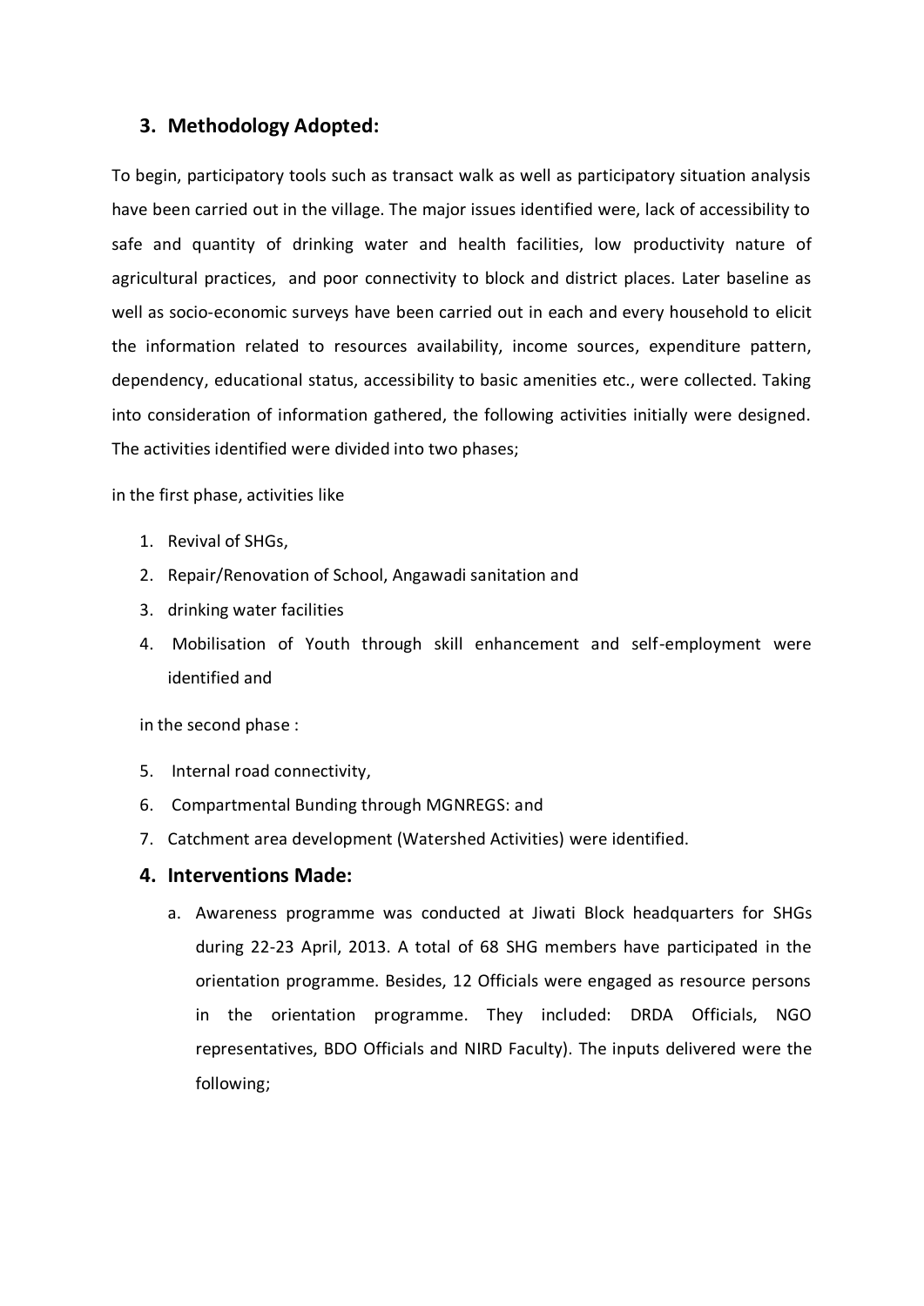## 3. Methodology Adopted:

To begin, participatory tools such as transact walk as well as participatory situation analysis have been carried out in the village. The major issues identified were, lack of accessibility to safe and quantity of drinking water and health facilities, low productivity nature of agricultural practices, and poor connectivity to block and district places. Later baseline as well as socio-economic surveys have been carried out in each and every household to elicit the information related to resources availability, income sources, expenditure pattern, dependency, educational status, accessibility to basic amenities etc., were collected. Taking into consideration of information gathered, the following activities initially were designed. The activities identified were divided into two phases;

in the first phase, activities like

1. Revival of SHGs,
2. Repair/Renovation of School, Angawadi sanitation and
3. drinking water facilities
4. Mobilisation of Youth through skill enhancement and self-employment were identified and

in the second phase :

5. Internal road connectivity,
6. Compartmental Bunding through MGNREGS: and
7. Catchment area development (Watershed Activities) were identified.

## 4. Interventions Made:

a. Awareness programme was conducted at Jiwati Block headquarters for SHGs during 22-23 April, 2013. A total of 68 SHG members have participated in the orientation programme. Besides, 12 Officials were engaged as resource persons in the orientation programme. They included: DRDA Officials, NGO representatives, BDO Officials and NIRD Faculty). The inputs delivered were the following;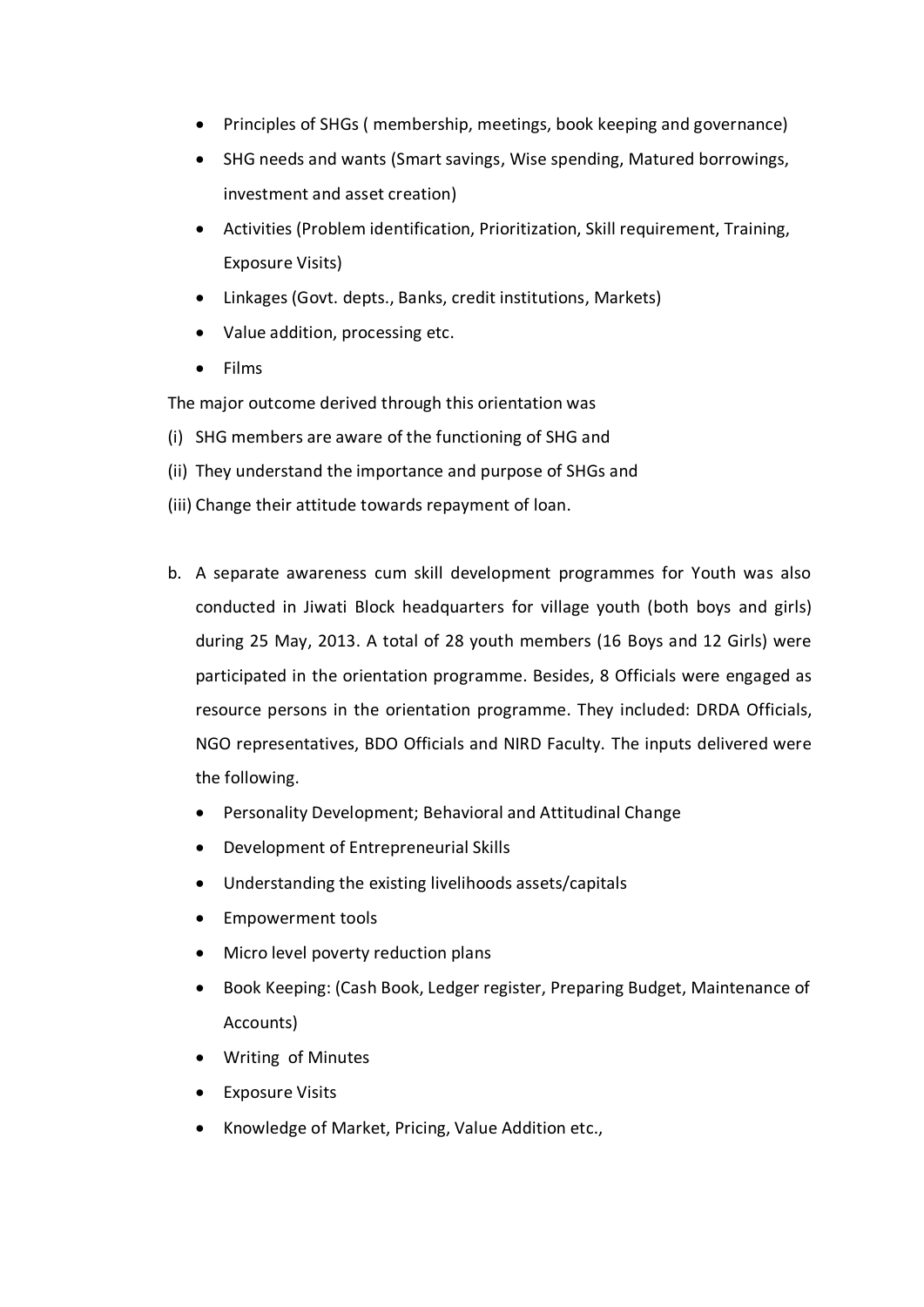- Principles of SHGs ( membership, meetings, book keeping and governance)
- SHG needs and wants (Smart savings, Wise spending, Matured borrowings, investment and asset creation)
- Activities (Problem identification, Prioritization, Skill requirement, Training, Exposure Visits)
- Linkages (Govt. depts., Banks, credit institutions, Markets)
- Value addition, processing etc.
- Films

The major outcome derived through this orientation was

(i) SHG members are aware of the functioning of SHG and

(ii) They understand the importance and purpose of SHGs and

(iii) Change their attitude towards repayment of loan.

b. A separate awareness cum skill development programmes for Youth was also conducted in Jiwati Block headquarters for village youth (both boys and girls) during 25 May, 2013. A total of 28 youth members (16 Boys and 12 Girls) were participated in the orientation programme. Besides, 8 Officials were engaged as resource persons in the orientation programme. They included: DRDA Officials, NGO representatives, BDO Officials and NIRD Faculty. The inputs delivered were the following.

   - Personality Development; Behavioral and Attitudinal Change
   - Development of Entrepreneurial Skills
   - Understanding the existing livelihoods assets/capitals
   - Empowerment tools
   - Micro level poverty reduction plans
   - Book Keeping: (Cash Book, Ledger register, Preparing Budget, Maintenance of Accounts)
   - Writing of Minutes
   - Exposure Visits
   - Knowledge of Market, Pricing, Value Addition etc.,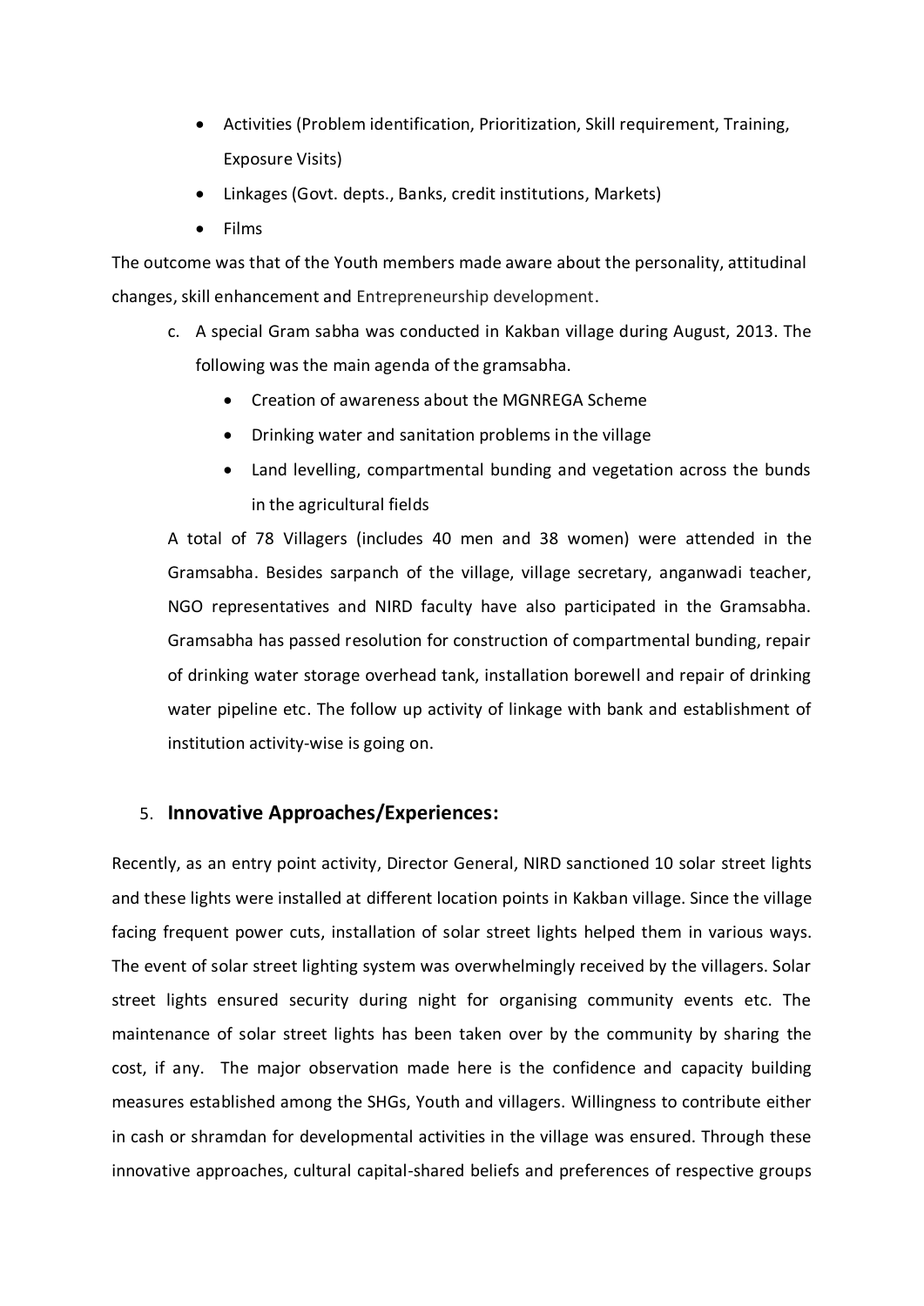- Activities (Problem identification, Prioritization, Skill requirement, Training, Exposure Visits)
- Linkages (Govt. depts., Banks, credit institutions, Markets)
- Films

The outcome was that of the Youth members made aware about the personality, attitudinal changes, skill enhancement and Entrepreneurship development.

c. A special Gram sabha was conducted in Kakban village during August, 2013. The following was the main agenda of the gramsabha.

   - Creation of awareness about the MGNREGA Scheme
   - Drinking water and sanitation problems in the village
   - Land levelling, compartmental bunding and vegetation across the bunds in the agricultural fields

   A total of 78 Villagers (includes 40 men and 38 women) were attended in the Gramsabha. Besides sarpanch of the village, village secretary, anganwadi teacher, NGO representatives and NIRD faculty have also participated in the Gramsabha. Gramsabha has passed resolution for construction of compartmental bunding, repair of drinking water storage overhead tank, installation borewell and repair of drinking water pipeline etc. The follow up activity of linkage with bank and establishment of institution activity-wise is going on.

## 5. Innovative Approaches/Experiences:

Recently, as an entry point activity, Director General, NIRD sanctioned 10 solar street lights and these lights were installed at different location points in Kakban village. Since the village facing frequent power cuts, installation of solar street lights helped them in various ways. The event of solar street lighting system was overwhelmingly received by the villagers. Solar street lights ensured security during night for organising community events etc. The maintenance of solar street lights has been taken over by the community by sharing the cost, if any. The major observation made here is the confidence and capacity building measures established among the SHGs, Youth and villagers. Willingness to contribute either in cash or shramdan for developmental activities in the village was ensured. Through these innovative approaches, cultural capital-shared beliefs and preferences of respective groups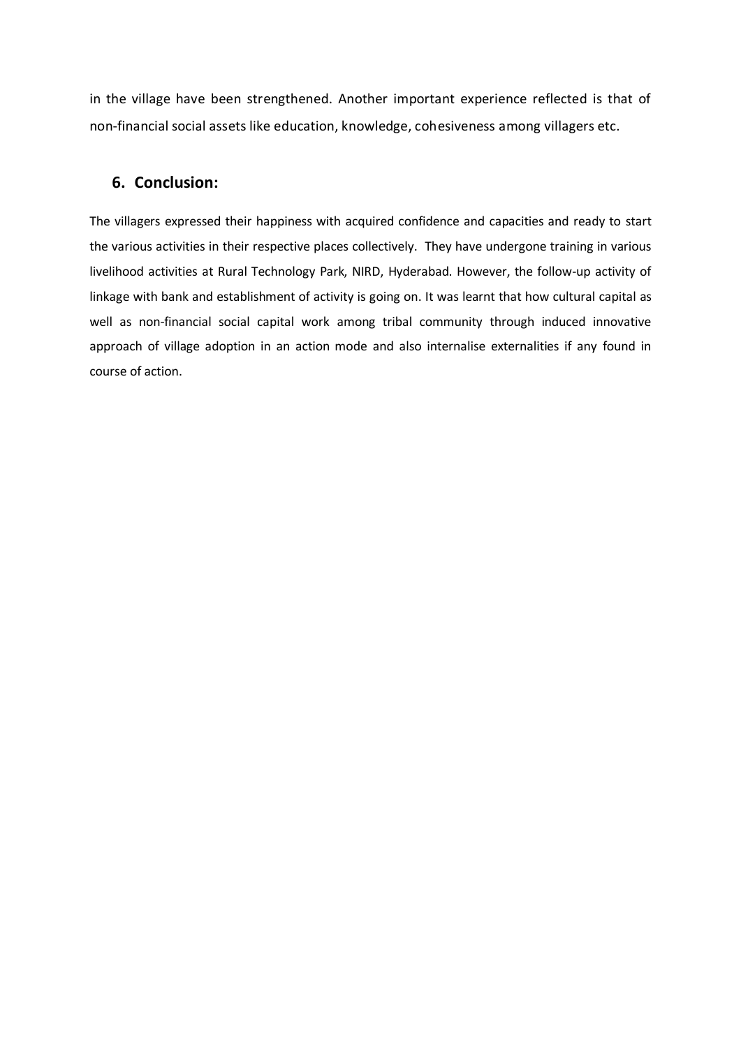in the village have been strengthened. Another important experience reflected is that of non-financial social assets like education, knowledge, cohesiveness among villagers etc.

## 6. Conclusion:

The villagers expressed their happiness with acquired confidence and capacities and ready to start the various activities in their respective places collectively. They have undergone training in various livelihood activities at Rural Technology Park, NIRD, Hyderabad. However, the follow-up activity of linkage with bank and establishment of activity is going on. It was learnt that how cultural capital as well as non-financial social capital work among tribal community through induced innovative approach of village adoption in an action mode and also internalise externalities if any found in course of action.